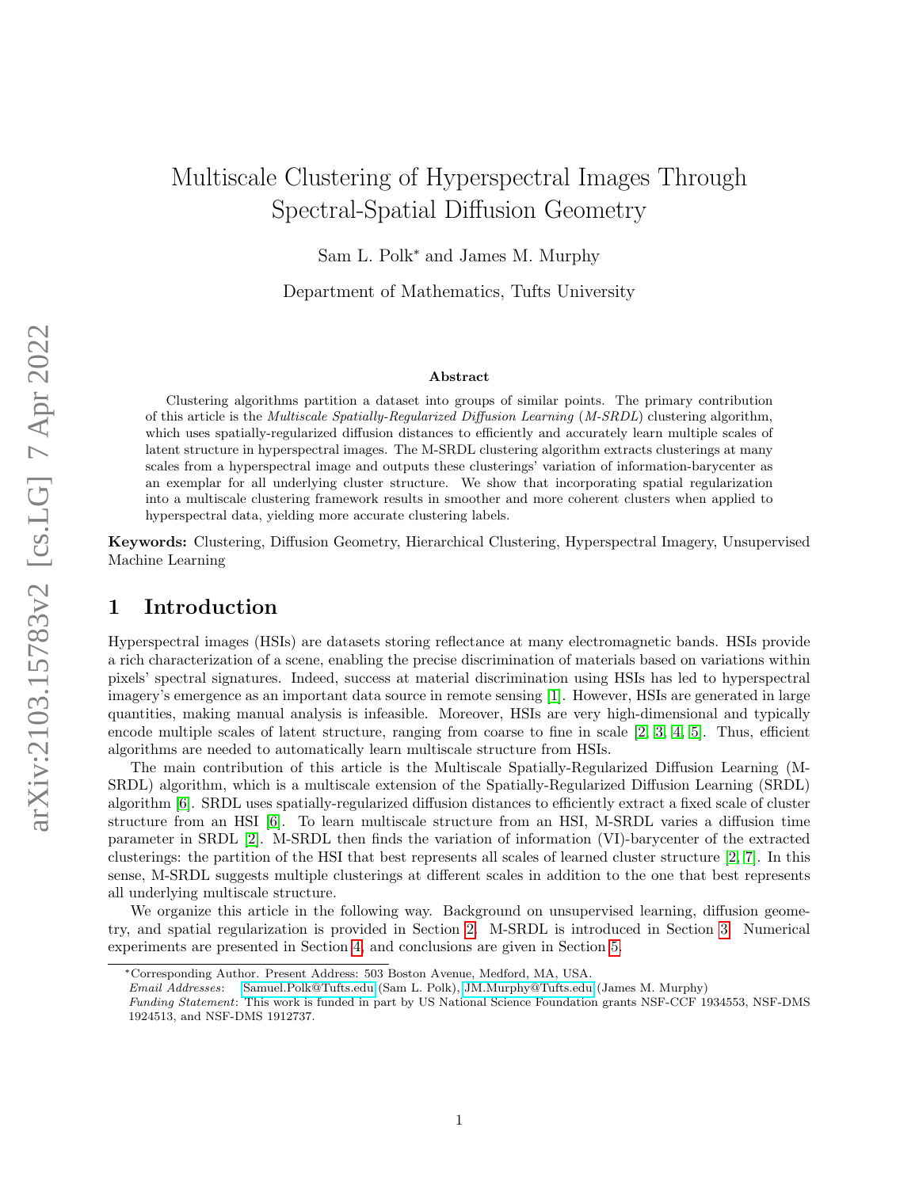# Multiscale Clustering of Hyperspectral Images Through Spectral-Spatial Diffusion Geometry

Sam L. Polk* and James M. Murphy

Department of Mathematics, Tufts University

### Abstract

Clustering algorithms partition a dataset into groups of similar points. The primary contribution of this article is the *Multiscale Spatially-Regularized Diffusion Learning* (*M-SRDL*) clustering algorithm, which uses spatially-regularized diffusion distances to efficiently and accurately learn multiple scales of latent structure in hyperspectral images. The M-SRDL clustering algorithm extracts clusterings at many scales from a hyperspectral image and outputs these clusterings' variation of information-barycenter as an exemplar for all underlying cluster structure. We show that incorporating spatial regularization into a multiscale clustering framework results in smoother and more coherent clusters when applied to hyperspectral data, yielding more accurate clustering labels.

**Keywords:** Clustering, Diffusion Geometry, Hierarchical Clustering, Hyperspectral Imagery, Unsupervised Machine Learning

## 1 Introduction

Hyperspectral images (HSIs) are datasets storing reflectance at many electromagnetic bands. HSIs provide a rich characterization of a scene, enabling the precise discrimination of materials based on variations within pixels' spectral signatures. Indeed, success at material discrimination using HSIs has led to hyperspectral imagery's emergence as an important data source in remote sensing [1]. However, HSIs are generated in large quantities, making manual analysis is infeasible. Moreover, HSIs are very high-dimensional and typically encode multiple scales of latent structure, ranging from coarse to fine in scale [2, 3, 4, 5]. Thus, efficient algorithms are needed to automatically learn multiscale structure from HSIs.

The main contribution of this article is the Multiscale Spatially-Regularized Diffusion Learning (M-SRDL) algorithm, which is a multiscale extension of the Spatially-Regularized Diffusion Learning (SRDL) algorithm [6]. SRDL uses spatially-regularized diffusion distances to efficiently extract a fixed scale of cluster structure from an HSI [6]. To learn multiscale structure from an HSI, M-SRDL varies a diffusion time parameter in SRDL [2]. M-SRDL then finds the variation of information (VI)-barycenter of the extracted clusterings: the partition of the HSI that best represents all scales of learned cluster structure [2, 7]. In this sense, M-SRDL suggests multiple clusterings at different scales in addition to the one that best represents all underlying multiscale structure.

We organize this article in the following way. Background on unsupervised learning, diffusion geometry, and spatial regularization is provided in Section 2. M-SRDL is introduced in Section 3. Numerical experiments are presented in Section 4, and conclusions are given in Section 5.

---

*Corresponding Author. Present Address: 503 Boston Avenue, Medford, MA, USA.
*Email Addresses*: Samuel.Polk@Tufts.edu (Sam L. Polk), JM.Murphy@Tufts.edu (James M. Murphy)
*Funding Statement*: This work is funded in part by US National Science Foundation grants NSF-CCF 1934553, NSF-DMS 1924513, and NSF-DMS 1912737.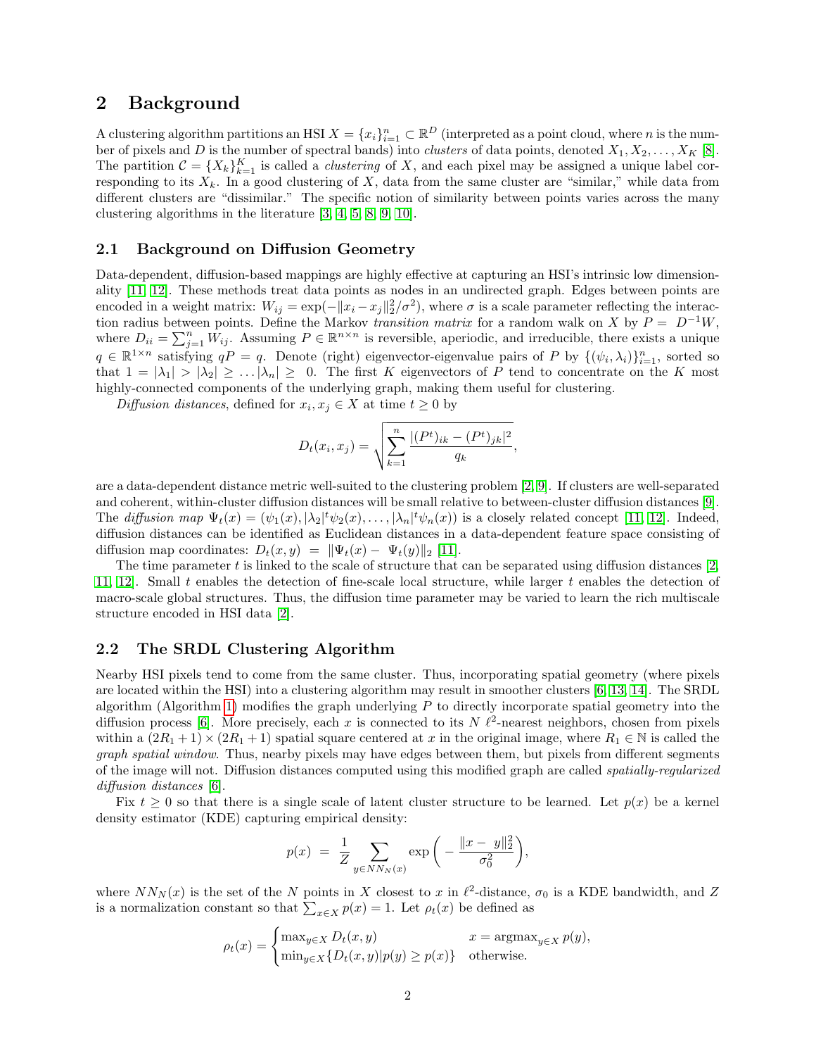## 2 Background

A clustering algorithm partitions an HSI $X = \{x_i\}_{i=1}^n \subset \mathbb{R}^D$ (interpreted as a point cloud, where $n$ is the number of pixels and $D$ is the number of spectral bands) into *clusters* of data points, denoted $X_1, X_2, \dots, X_K$ [8]. The partition $\mathcal{C} = \{X_k\}_{k=1}^K$ is called a *clustering* of $X$, and each pixel may be assigned a unique label corresponding to its $X_k$. In a good clustering of $X$, data from the same cluster are "similar," while data from different clusters are "dissimilar." The specific notion of similarity between points varies across the many clustering algorithms in the literature [3, 4, 5, 8, 9, 10].

### 2.1 Background on Diffusion Geometry

Data-dependent, diffusion-based mappings are highly effective at capturing an HSI's intrinsic low dimensionality [11, 12]. These methods treat data points as nodes in an undirected graph. Edges between points are encoded in a weight matrix: $W_{ij} = \exp(-\|x_i - x_j\|_2^2/\sigma^2)$, where $\sigma$ is a scale parameter reflecting the interaction radius between points. Define the Markov *transition matrix* for a random walk on $X$ by $P = D^{-1}W$, where $D_{ii} = \sum_{j=1}^n W_{ij}$. Assuming $P \in \mathbb{R}^{n\times n}$ is reversible, aperiodic, and irreducible, there exists a unique $q \in \mathbb{R}^{1\times n}$ satisfying $qP = q$. Denote (right) eigenvector-eigenvalue pairs of $P$ by $\{(\psi_i, \lambda_i)\}_{i=1}^n$, sorted so that $1 = |\lambda_1| > |\lambda_2| \geq \dots |\lambda_n| \geq 0$. The first $K$ eigenvectors of $P$ tend to concentrate on the $K$ most highly-connected components of the underlying graph, making them useful for clustering.

*Diffusion distances*, defined for $x_i, x_j \in X$ at time $t \geq 0$ by

$$D_t(x_i, x_j) = \sqrt{\sum_{k=1}^n \frac{|(P^t)_{ik} - (P^t)_{jk}|^2}{q_k}},$$

are a data-dependent distance metric well-suited to the clustering problem [2, 9]. If clusters are well-separated and coherent, within-cluster diffusion distances will be small relative to between-cluster diffusion distances [9]. The *diffusion map* $\Psi_t(x) = (\psi_1(x), |\lambda_2|^t\psi_2(x), \dots, |\lambda_n|^t\psi_n(x))$ is a closely related concept [11, 12]. Indeed, diffusion distances can be identified as Euclidean distances in a data-dependent feature space consisting of diffusion map coordinates: $D_t(x, y) = \|\Psi_t(x) - \Psi_t(y)\|_2$ [11].

The time parameter $t$ is linked to the scale of structure that can be separated using diffusion distances [2, 11, 12]. Small $t$ enables the detection of fine-scale local structure, while larger $t$ enables the detection of macro-scale global structures. Thus, the diffusion time parameter may be varied to learn the rich multiscale structure encoded in HSI data [2].

### 2.2 The SRDL Clustering Algorithm

Nearby HSI pixels tend to come from the same cluster. Thus, incorporating spatial geometry (where pixels are located within the HSI) into a clustering algorithm may result in smoother clusters [6, 13, 14]. The SRDL algorithm (Algorithm 1) modifies the graph underlying $P$ to directly incorporate spatial geometry into the diffusion process [6]. More precisely, each $x$ is connected to its $N$ $\ell^2$-nearest neighbors, chosen from pixels within a $(2R_1 + 1) \times (2R_1 + 1)$ spatial square centered at $x$ in the original image, where $R_1 \in \mathbb{N}$ is called the *graph spatial window*. Thus, nearby pixels may have edges between them, but pixels from different segments of the image will not. Diffusion distances computed using this modified graph are called *spatially-regularized diffusion distances* [6].

Fix $t \geq 0$ so that there is a single scale of latent cluster structure to be learned. Let $p(x)$ be a kernel density estimator (KDE) capturing empirical density:

$$p(x) = \frac{1}{Z} \sum_{y \in NN_N(x)} \exp\left(-\frac{\|x - y\|_2^2}{\sigma_0^2}\right),$$

where $NN_N(x)$ is the set of the $N$ points in $X$ closest to $x$ in $\ell^2$-distance, $\sigma_0$ is a KDE bandwidth, and $Z$ is a normalization constant so that $\sum_{x\in X} p(x) = 1$. Let $\rho_t(x)$ be defined as

$$\rho_t(x) = \begin{cases} \max_{y\in X} D_t(x, y) & x = \text{argmax}_{y\in X}\, p(y), \\ \min_{y\in X}\{D_t(x, y) | p(y) \geq p(x)\} & \text{otherwise.} \end{cases}$$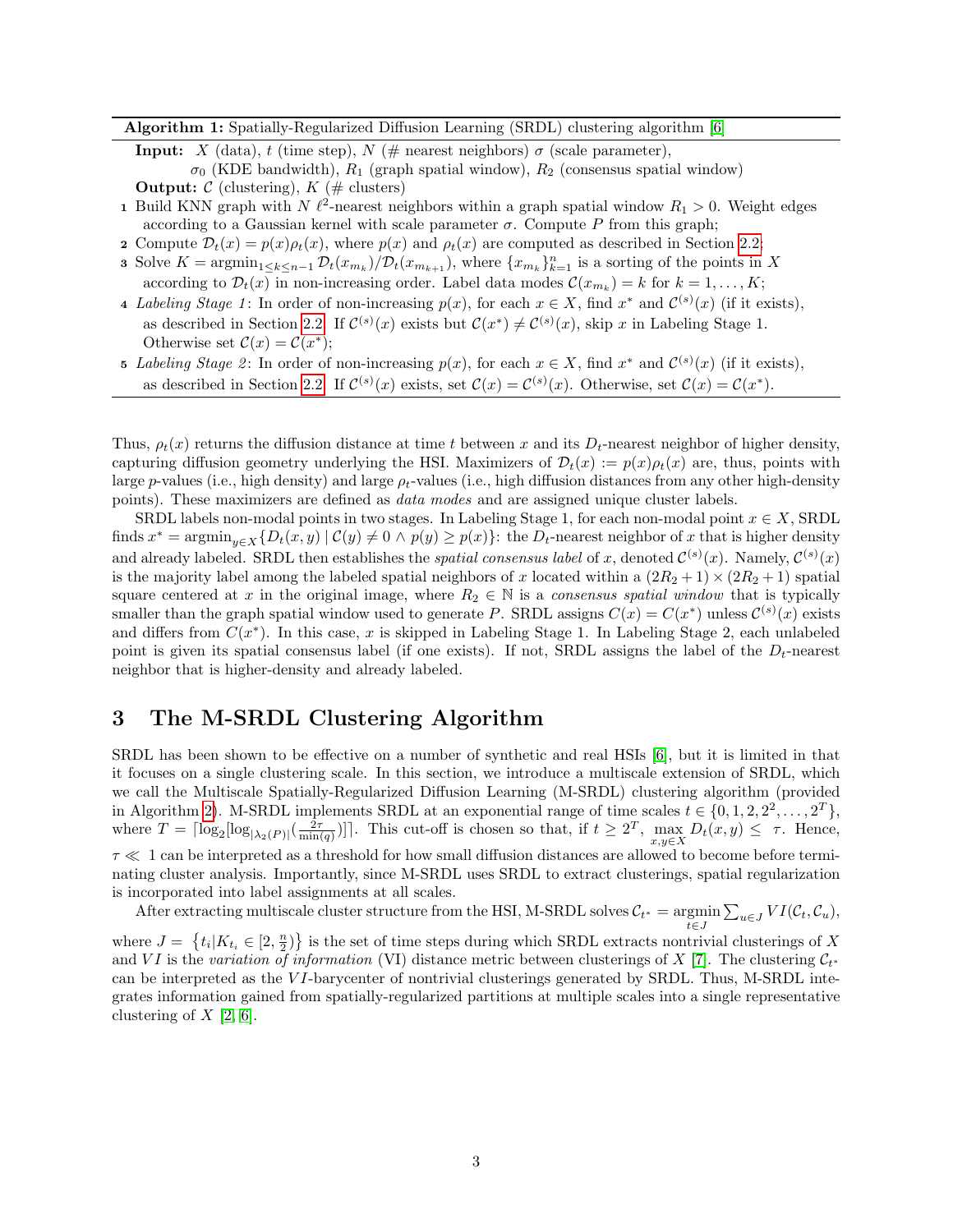**Algorithm 1:** Spatially-Regularized Diffusion Learning (SRDL) clustering algorithm [6]

**Input:** $X$ (data), $t$ (time step), $N$ (# nearest neighbors) $\sigma$ (scale parameter), $\sigma_0$ (KDE bandwidth), $R_1$ (graph spatial window), $R_2$ (consensus spatial window)

**Output:** $\mathcal{C}$ (clustering), $K$ (# clusters)

1. Build KNN graph with $N$ $\ell^2$-nearest neighbors within a graph spatial window $R_1 > 0$. Weight edges according to a Gaussian kernel with scale parameter $\sigma$. Compute $P$ from this graph;
2. Compute $\mathcal{D}_t(x) = p(x)\rho_t(x)$, where $p(x)$ and $\rho_t(x)$ are computed as described in Section 2.2;
3. Solve $K = \operatorname{argmin}_{1\leq k\leq n-1} \mathcal{D}_t(x_{m_k})/\mathcal{D}_t(x_{m_{k+1}})$, where $\{x_{m_k}\}_{k=1}^n$ is a sorting of the points in $X$ according to $\mathcal{D}_t(x)$ in non-increasing order. Label data modes $\mathcal{C}(x_{m_k}) = k$ for $k = 1, \ldots, K$;
4. *Labeling Stage 1*: In order of non-increasing $p(x)$, for each $x \in X$, find $x^*$ and $\mathcal{C}^{(s)}(x)$ (if it exists), as described in Section 2.2. If $\mathcal{C}^{(s)}(x)$ exists but $\mathcal{C}(x^*) \neq \mathcal{C}^{(s)}(x)$, skip $x$ in Labeling Stage 1. Otherwise set $\mathcal{C}(x) = \mathcal{C}(x^*)$;
5. *Labeling Stage 2*: In order of non-increasing $p(x)$, for each $x \in X$, find $x^*$ and $\mathcal{C}^{(s)}(x)$ (if it exists), as described in Section 2.2. If $\mathcal{C}^{(s)}(x)$ exists, set $\mathcal{C}(x) = \mathcal{C}^{(s)}(x)$. Otherwise, set $\mathcal{C}(x) = \mathcal{C}(x^*)$.

Thus, $\rho_t(x)$ returns the diffusion distance at time $t$ between $x$ and its $D_t$-nearest neighbor of higher density, capturing diffusion geometry underlying the HSI. Maximizers of $\mathcal{D}_t(x) := p(x)\rho_t(x)$ are, thus, points with large $p$-values (i.e., high density) and large $\rho_t$-values (i.e., high diffusion distances from any other high-density points). These maximizers are defined as *data modes* and are assigned unique cluster labels.

SRDL labels non-modal points in two stages. In Labeling Stage 1, for each non-modal point $x \in X$, SRDL finds $x^* = \operatorname{argmin}_{y\in X}\{D_t(x, y) \mid \mathcal{C}(y) \neq 0 \wedge p(y) \geq p(x)\}$: the $D_t$-nearest neighbor of $x$ that is higher density and already labeled. SRDL then establishes the *spatial consensus label* of $x$, denoted $\mathcal{C}^{(s)}(x)$. Namely, $\mathcal{C}^{(s)}(x)$ is the majority label among the labeled spatial neighbors of $x$ located within a $(2R_2 + 1) \times (2R_2 + 1)$ spatial square centered at $x$ in the original image, where $R_2 \in \mathbb{N}$ is a *consensus spatial window* that is typically smaller than the graph spatial window used to generate $P$. SRDL assigns $C(x) = C(x^*)$ unless $\mathcal{C}^{(s)}(x)$ exists and differs from $C(x^*)$. In this case, $x$ is skipped in Labeling Stage 1. In Labeling Stage 2, each unlabeled point is given its spatial consensus label (if one exists). If not, SRDL assigns the label of the $D_t$-nearest neighbor that is higher-density and already labeled.

# 3 The M-SRDL Clustering Algorithm

SRDL has been shown to be effective on a number of synthetic and real HSIs [6], but it is limited in that it focuses on a single clustering scale. In this section, we introduce a multiscale extension of SRDL, which we call the Multiscale Spatially-Regularized Diffusion Learning (M-SRDL) clustering algorithm (provided in Algorithm 2). M-SRDL implements SRDL at an exponential range of time scales $t \in \{0, 1, 2, 2^2, \ldots, 2^T\}$, where $T = \lceil \log_2[\log_{|\lambda_2(P)|}(\frac{2\tau}{\min(q)})]\rceil$. This cut-off is chosen so that, if $t \geq 2^T$, $\max\limits_{x,y\in X} D_t(x, y) \leq \tau$. Hence, $\tau \ll 1$ can be interpreted as a threshold for how small diffusion distances are allowed to become before terminating cluster analysis. Importantly, since M-SRDL uses SRDL to extract clusterings, spatial regularization is incorporated into label assignments at all scales.

After extracting multiscale cluster structure from the HSI, M-SRDL solves $\mathcal{C}_{t^*} = \operatorname*{argmin}\limits_{t\in J} \sum_{u\in J} VI(\mathcal{C}_t, \mathcal{C}_u)$, where $J = \{t_i | K_{t_i} \in [2, \frac{n}{2})\}$ is the set of time steps during which SRDL extracts nontrivial clusterings of $X$ and $VI$ is the *variation of information* (VI) distance metric between clusterings of $X$ [7]. The clustering $\mathcal{C}_{t^*}$ can be interpreted as the $VI$-barycenter of nontrivial clusterings generated by SRDL. Thus, M-SRDL integrates information gained from spatially-regularized partitions at multiple scales into a single representative clustering of $X$ [2, 6].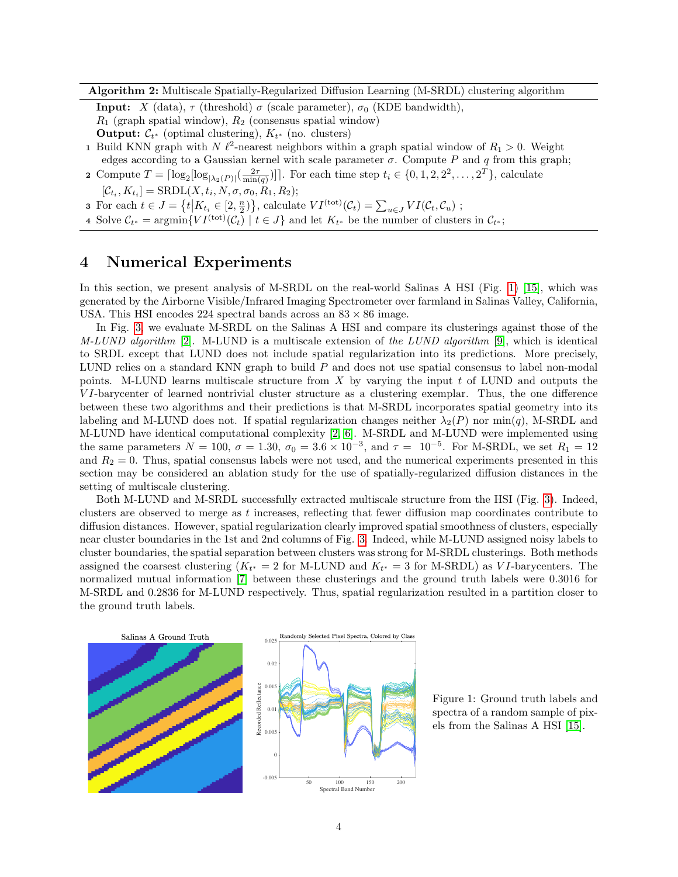**Algorithm 2:** Multiscale Spatially-Regularized Diffusion Learning (M-SRDL) clustering algorithm

**Input:** $X$ (data), $\tau$ (threshold) $\sigma$ (scale parameter), $\sigma_0$ (KDE bandwidth), $R_1$ (graph spatial window), $R_2$ (consensus spatial window)

**Output:** $\mathcal{C}_{t^*}$ (optimal clustering), $K_{t^*}$ (no. clusters)

1. Build KNN graph with $N$ $\ell^2$-nearest neighbors within a graph spatial window of $R_1 > 0$. Weight edges according to a Gaussian kernel with scale parameter $\sigma$. Compute $P$ and $q$ from this graph;
2. Compute $T = \lceil \log_2[\log_{|\lambda_2(P)|}(\frac{2\tau}{\min(q)})] \rceil$. For each time step $t_i \in \{0, 1, 2, 2^2, \ldots, 2^T\}$, calculate $[\mathcal{C}_{t_i}, K_{t_i}] = \text{SRDL}(X, t_i, N, \sigma, \sigma_0, R_1, R_2)$;
3. For each $t \in J = \{t | K_{t_i} \in [2, \frac{n}{2})\}$, calculate $VI^{(\text{tot})}(\mathcal{C}_t) = \sum_{u \in J} VI(\mathcal{C}_t, \mathcal{C}_u)$ ;
4. Solve $\mathcal{C}_{t^*} = \text{argmin}\{VI^{(\text{tot})}(\mathcal{C}_t) \mid t \in J\}$ and let $K_{t^*}$ be the number of clusters in $\mathcal{C}_{t^*}$;

# 4 Numerical Experiments

In this section, we present analysis of M-SRDL on the real-world Salinas A HSI (Fig. 1) [15], which was generated by the Airborne Visible/Infrared Imaging Spectrometer over farmland in Salinas Valley, California, USA. This HSI encodes 224 spectral bands across an $83 \times 86$ image.

In Fig. 3, we evaluate M-SRDL on the Salinas A HSI and compare its clusterings against those of the *M-LUND algorithm* [2]. M-LUND is a multiscale extension of *the LUND algorithm* [9], which is identical to SRDL except that LUND does not include spatial regularization into its predictions. More precisely, LUND relies on a standard KNN graph to build $P$ and does not use spatial consensus to label non-modal points. M-LUND learns multiscale structure from $X$ by varying the input $t$ of LUND and outputs the $VI$-barycenter of learned nontrivial cluster structure as a clustering exemplar. Thus, the one difference between these two algorithms and their predictions is that M-SRDL incorporates spatial geometry into its labeling and M-LUND does not. If spatial regularization changes neither $\lambda_2(P)$ nor $\min(q)$, M-SRDL and M-LUND have identical computational complexity [2, 6]. M-SRDL and M-LUND were implemented using the same parameters $N = 100$, $\sigma = 1.30$, $\sigma_0 = 3.6 \times 10^{-3}$, and $\tau = 10^{-5}$. For M-SRDL, we set $R_1 = 12$ and $R_2 = 0$. Thus, spatial consensus labels were not used, and the numerical experiments presented in this section may be considered an ablation study for the use of spatially-regularized diffusion distances in the setting of multiscale clustering.

Both M-LUND and M-SRDL successfully extracted multiscale structure from the HSI (Fig. 3). Indeed, clusters are observed to merge as $t$ increases, reflecting that fewer diffusion map coordinates contribute to diffusion distances. However, spatial regularization clearly improved spatial smoothness of clusters, especially near cluster boundaries in the 1st and 2nd columns of Fig. 3. Indeed, while M-LUND assigned noisy labels to cluster boundaries, the spatial separation between clusters was strong for M-SRDL clusterings. Both methods assigned the coarsest clustering ($K_{t^*} = 2$ for M-LUND and $K_{t^*} = 3$ for M-SRDL) as $VI$-barycenters. The normalized mutual information [7] between these clusterings and the ground truth labels were 0.3016 for M-SRDL and 0.2836 for M-LUND respectively. Thus, spatial regularization resulted in a partition closer to the ground truth labels.

Figure 1: Ground truth labels and spectra of a random sample of pixels from the Salinas A HSI [15].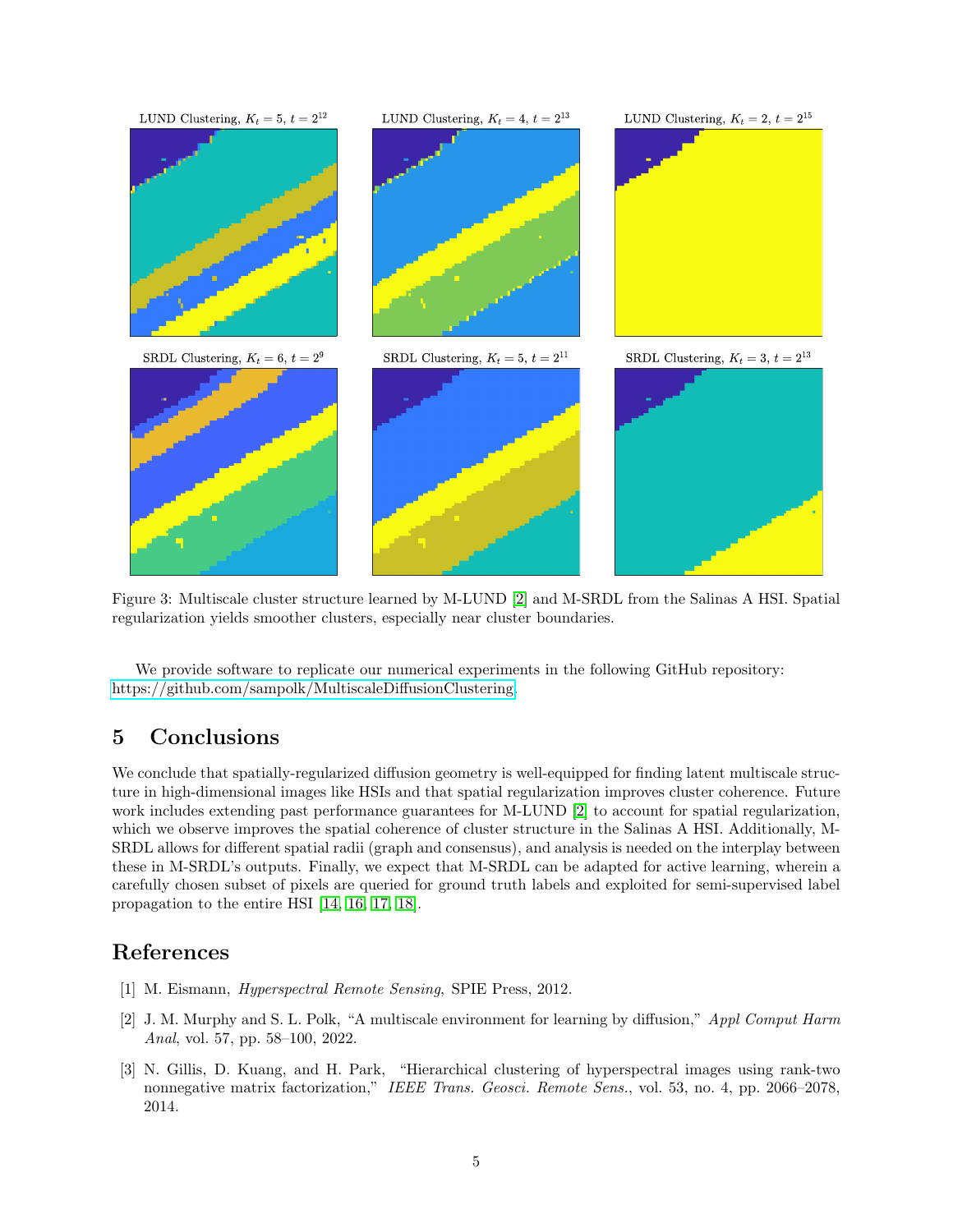LUND Clustering, $K_t = 5$, $t = 2^{12}$ LUND Clustering, $K_t = 4$, $t = 2^{13}$ LUND Clustering, $K_t = 2$, $t = 2^{15}$

SRDL Clustering, $K_t = 6$, $t = 2^{9}$ SRDL Clustering, $K_t = 5$, $t = 2^{11}$ SRDL Clustering, $K_t = 3$, $t = 2^{13}$

Figure 3: Multiscale cluster structure learned by M-LUND [2] and M-SRDL from the Salinas A HSI. Spatial regularization yields smoother clusters, especially near cluster boundaries.

We provide software to replicate our numerical experiments in the following GitHub repository: https://github.com/sampolk/MultiscaleDiffusionClustering.

# 5 Conclusions

We conclude that spatially-regularized diffusion geometry is well-equipped for finding latent multiscale structure in high-dimensional images like HSIs and that spatial regularization improves cluster coherence. Future work includes extending past performance guarantees for M-LUND [2] to account for spatial regularization, which we observe improves the spatial coherence of cluster structure in the Salinas A HSI. Additionally, M-SRDL allows for different spatial radii (graph and consensus), and analysis is needed on the interplay between these in M-SRDL's outputs. Finally, we expect that M-SRDL can be adapted for active learning, wherein a carefully chosen subset of pixels are queried for ground truth labels and exploited for semi-supervised label propagation to the entire HSI [14, 16, 17, 18].

# References

[1] M. Eismann, *Hyperspectral Remote Sensing*, SPIE Press, 2012.

[2] J. M. Murphy and S. L. Polk, "A multiscale environment for learning by diffusion," *Appl Comput Harm Anal*, vol. 57, pp. 58–100, 2022.

[3] N. Gillis, D. Kuang, and H. Park, "Hierarchical clustering of hyperspectral images using rank-two nonnegative matrix factorization," *IEEE Trans. Geosci. Remote Sens.*, vol. 53, no. 4, pp. 2066–2078, 2014.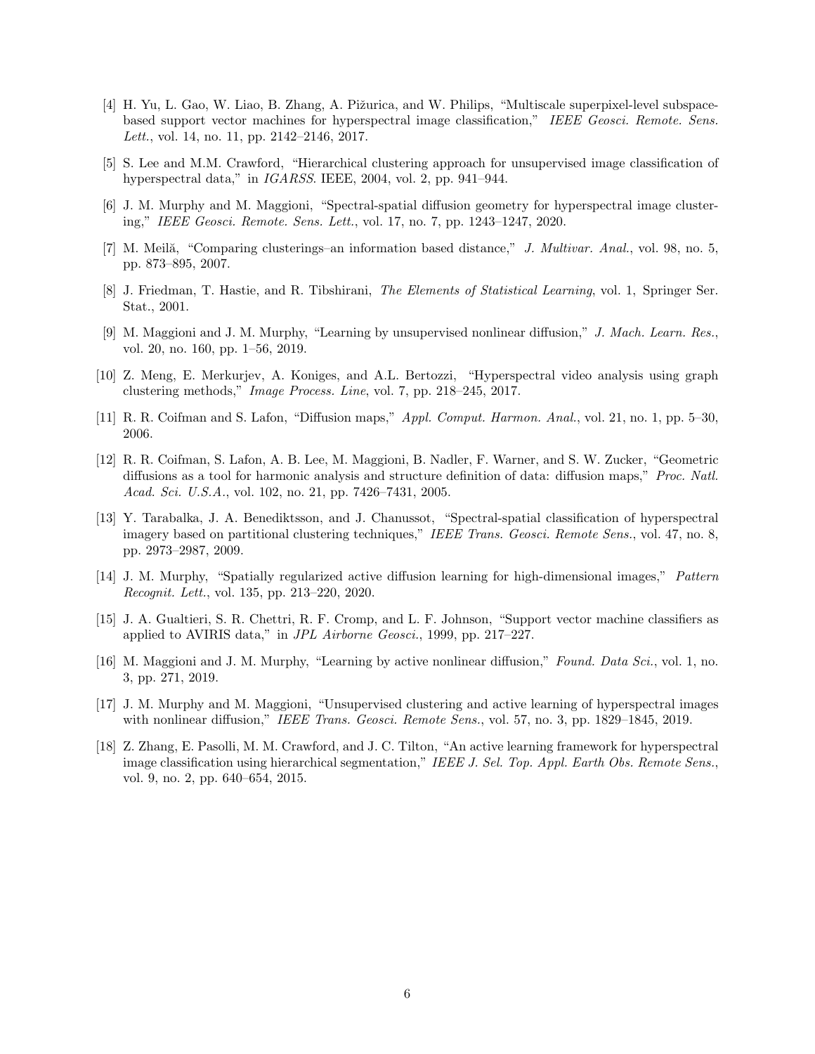[4] H. Yu, L. Gao, W. Liao, B. Zhang, A. Pižurica, and W. Philips, "Multiscale superpixel-level subspace-based support vector machines for hyperspectral image classification," *IEEE Geosci. Remote. Sens. Lett.*, vol. 14, no. 11, pp. 2142–2146, 2017.

[5] S. Lee and M.M. Crawford, "Hierarchical clustering approach for unsupervised image classification of hyperspectral data," in *IGARSS*. IEEE, 2004, vol. 2, pp. 941–944.

[6] J. M. Murphy and M. Maggioni, "Spectral-spatial diffusion geometry for hyperspectral image clustering," *IEEE Geosci. Remote. Sens. Lett.*, vol. 17, no. 7, pp. 1243–1247, 2020.

[7] M. Meilă, "Comparing clusterings–an information based distance," *J. Multivar. Anal.*, vol. 98, no. 5, pp. 873–895, 2007.

[8] J. Friedman, T. Hastie, and R. Tibshirani, *The Elements of Statistical Learning*, vol. 1, Springer Ser. Stat., 2001.

[9] M. Maggioni and J. M. Murphy, "Learning by unsupervised nonlinear diffusion," *J. Mach. Learn. Res.*, vol. 20, no. 160, pp. 1–56, 2019.

[10] Z. Meng, E. Merkurjev, A. Koniges, and A.L. Bertozzi, "Hyperspectral video analysis using graph clustering methods," *Image Process. Line*, vol. 7, pp. 218–245, 2017.

[11] R. R. Coifman and S. Lafon, "Diffusion maps," *Appl. Comput. Harmon. Anal.*, vol. 21, no. 1, pp. 5–30, 2006.

[12] R. R. Coifman, S. Lafon, A. B. Lee, M. Maggioni, B. Nadler, F. Warner, and S. W. Zucker, "Geometric diffusions as a tool for harmonic analysis and structure definition of data: diffusion maps," *Proc. Natl. Acad. Sci. U.S.A.*, vol. 102, no. 21, pp. 7426–7431, 2005.

[13] Y. Tarabalka, J. A. Benediktsson, and J. Chanussot, "Spectral-spatial classification of hyperspectral imagery based on partitional clustering techniques," *IEEE Trans. Geosci. Remote Sens.*, vol. 47, no. 8, pp. 2973–2987, 2009.

[14] J. M. Murphy, "Spatially regularized active diffusion learning for high-dimensional images," *Pattern Recognit. Lett.*, vol. 135, pp. 213–220, 2020.

[15] J. A. Gualtieri, S. R. Chettri, R. F. Cromp, and L. F. Johnson, "Support vector machine classifiers as applied to AVIRIS data," in *JPL Airborne Geosci.*, 1999, pp. 217–227.

[16] M. Maggioni and J. M. Murphy, "Learning by active nonlinear diffusion," *Found. Data Sci.*, vol. 1, no. 3, pp. 271, 2019.

[17] J. M. Murphy and M. Maggioni, "Unsupervised clustering and active learning of hyperspectral images with nonlinear diffusion," *IEEE Trans. Geosci. Remote Sens.*, vol. 57, no. 3, pp. 1829–1845, 2019.

[18] Z. Zhang, E. Pasolli, M. M. Crawford, and J. C. Tilton, "An active learning framework for hyperspectral image classification using hierarchical segmentation," *IEEE J. Sel. Top. Appl. Earth Obs. Remote Sens.*, vol. 9, no. 2, pp. 640–654, 2015.